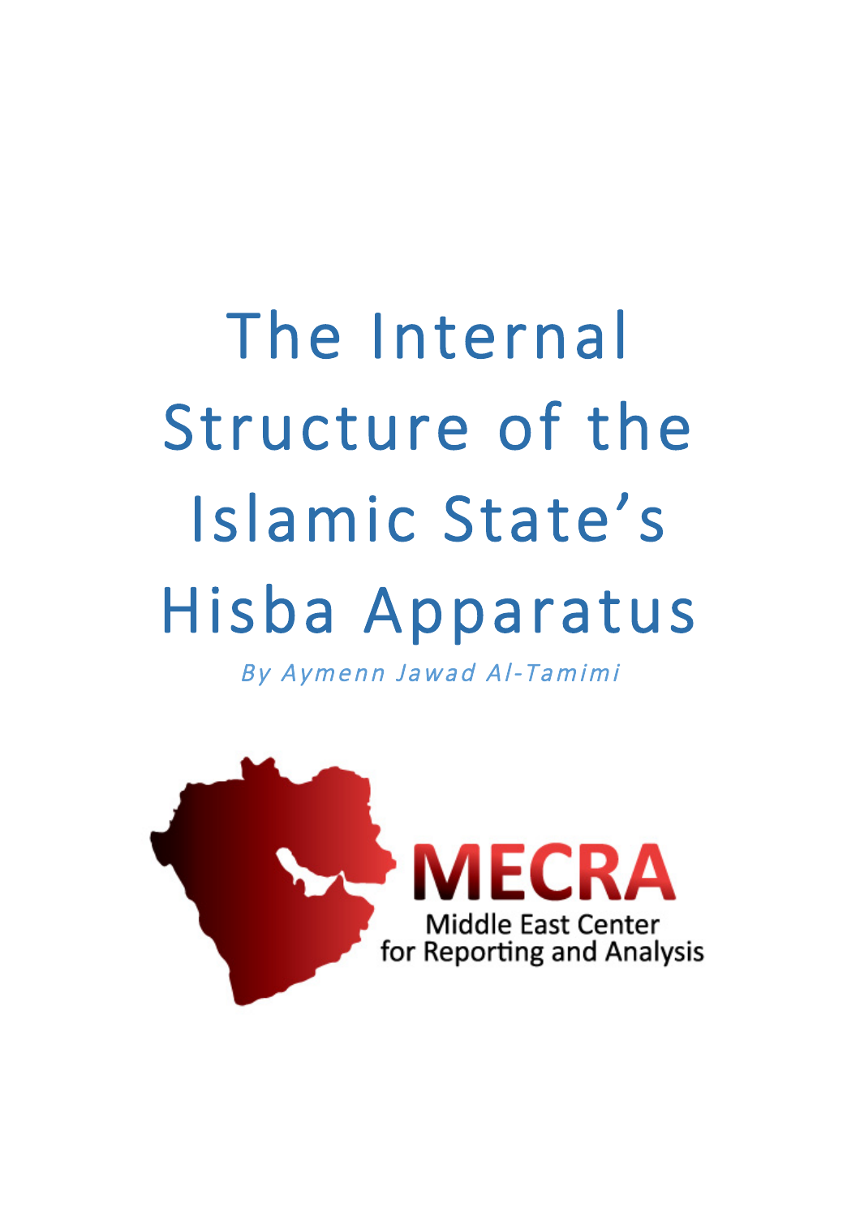# The Internal Structure of the Islamic State's Hisba Apparatus

*By Aymenn Jawad Al-Tamimi*

MECRA

Middle East Center for Reporting and Analysis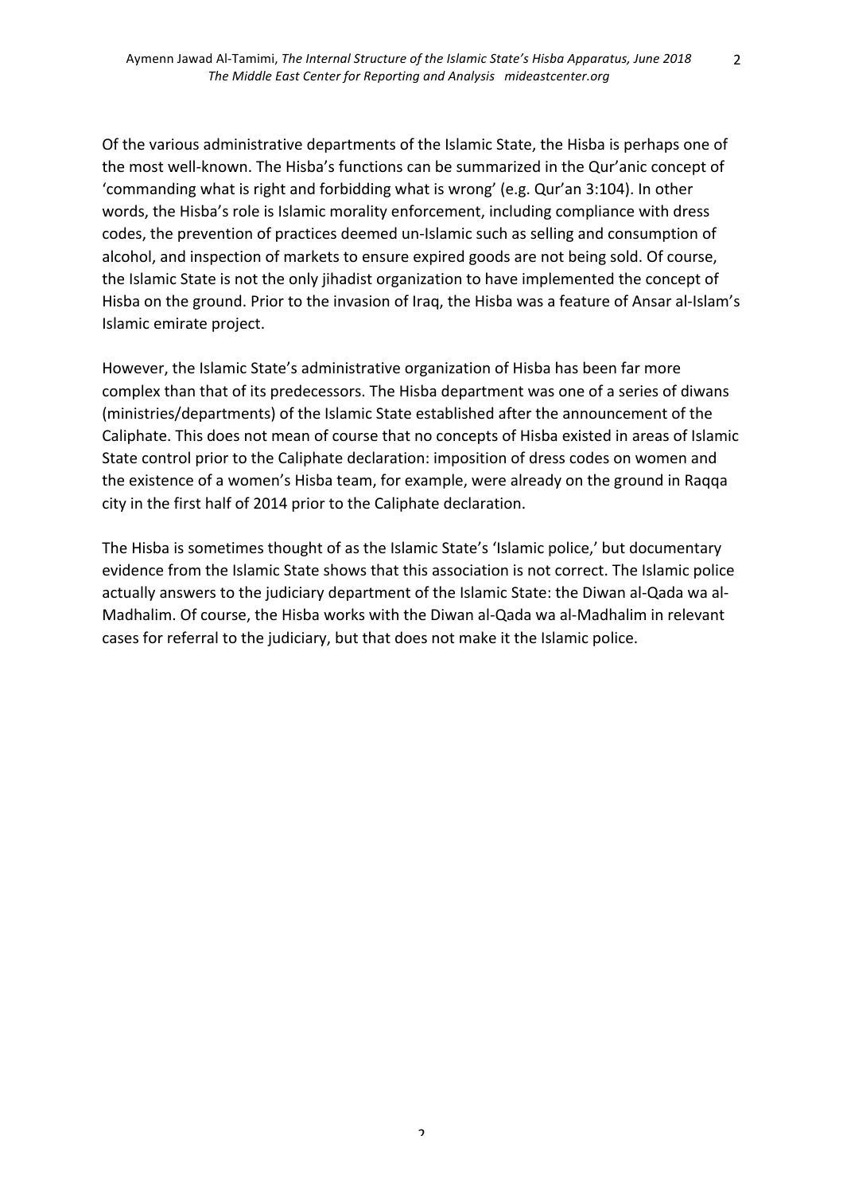Of the various administrative departments of the Islamic State, the Hisba is perhaps one of the most well-known. The Hisba's functions can be summarized in the Qur'anic concept of 'commanding what is right and forbidding what is wrong' (e.g. Qur'an 3:104). In other words, the Hisba's role is Islamic morality enforcement, including compliance with dress codes, the prevention of practices deemed un-Islamic such as selling and consumption of alcohol, and inspection of markets to ensure expired goods are not being sold. Of course, the Islamic State is not the only jihadist organization to have implemented the concept of Hisba on the ground. Prior to the invasion of Iraq, the Hisba was a feature of Ansar al-Islam's Islamic emirate project.

However, the Islamic State's administrative organization of Hisba has been far more complex than that of its predecessors. The Hisba department was one of a series of diwans (ministries/departments) of the Islamic State established after the announcement of the Caliphate. This does not mean of course that no concepts of Hisba existed in areas of Islamic State control prior to the Caliphate declaration: imposition of dress codes on women and the existence of a women's Hisba team, for example, were already on the ground in Raqqa city in the first half of 2014 prior to the Caliphate declaration.

The Hisba is sometimes thought of as the Islamic State's 'Islamic police,' but documentary evidence from the Islamic State shows that this association is not correct. The Islamic police actually answers to the judiciary department of the Islamic State: the Diwan al-Qada wa al-Madhalim. Of course, the Hisba works with the Diwan al-Qada wa al-Madhalim in relevant cases for referral to the judiciary, but that does not make it the Islamic police.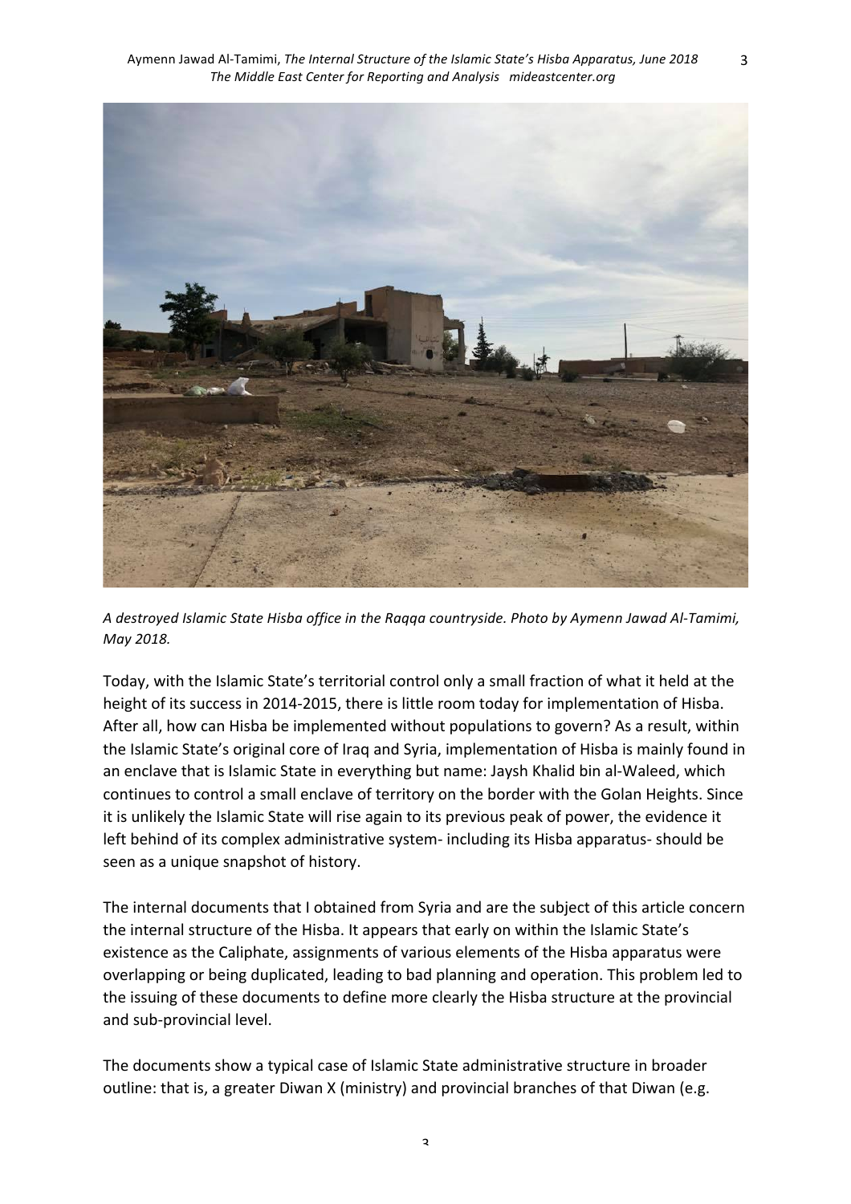*A destroyed Islamic State Hisba office in the Raqqa countryside. Photo by Aymenn Jawad Al-Tamimi, May 2018.*

Today, with the Islamic State's territorial control only a small fraction of what it held at the height of its success in 2014-2015, there is little room today for implementation of Hisba. After all, how can Hisba be implemented without populations to govern? As a result, within the Islamic State's original core of Iraq and Syria, implementation of Hisba is mainly found in an enclave that is Islamic State in everything but name: Jaysh Khalid bin al-Waleed, which continues to control a small enclave of territory on the border with the Golan Heights. Since it is unlikely the Islamic State will rise again to its previous peak of power, the evidence it left behind of its complex administrative system- including its Hisba apparatus- should be seen as a unique snapshot of history.

The internal documents that I obtained from Syria and are the subject of this article concern the internal structure of the Hisba. It appears that early on within the Islamic State's existence as the Caliphate, assignments of various elements of the Hisba apparatus were overlapping or being duplicated, leading to bad planning and operation. This problem led to the issuing of these documents to define more clearly the Hisba structure at the provincial and sub-provincial level.

The documents show a typical case of Islamic State administrative structure in broader outline: that is, a greater Diwan X (ministry) and provincial branches of that Diwan (e.g.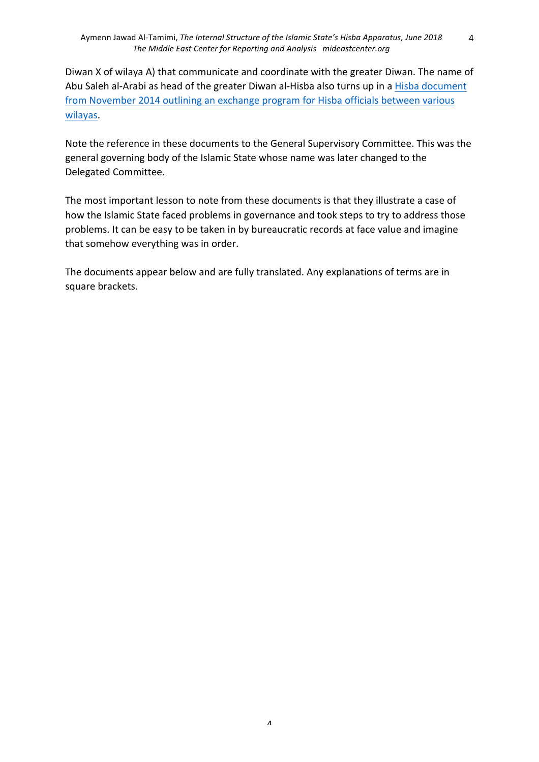Diwan X of wilaya A) that communicate and coordinate with the greater Diwan. The name of Abu Saleh al-Arabi as head of the greater Diwan al-Hisba also turns up in a Hisba document from November 2014 outlining an exchange program for Hisba officials between various wilayas.

Note the reference in these documents to the General Supervisory Committee. This was the general governing body of the Islamic State whose name was later changed to the Delegated Committee.

The most important lesson to note from these documents is that they illustrate a case of how the Islamic State faced problems in governance and took steps to try to address those problems. It can be easy to be taken in by bureaucratic records at face value and imagine that somehow everything was in order.

The documents appear below and are fully translated. Any explanations of terms are in square brackets.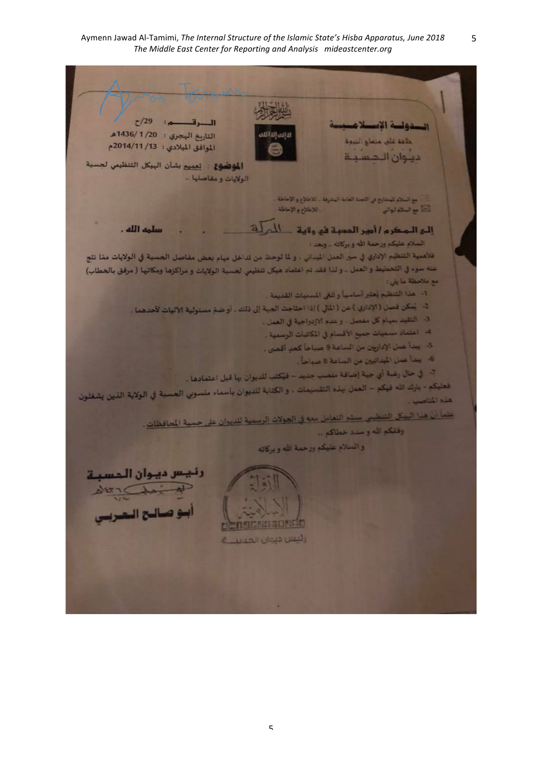الدولة الإسلامية

خلافة على منهاج النبوة

ديوان الحسبة

بسم الله الرحمن الرحيم

لا إله إلا الله

الرقم : 29/ح

التاريخ الهجري : 20/ 1/1436هـ

الموافق الميلادي : 13/ 11/2014م

**الموضوع** : تعميم بشأن الهيكل التنظيمي لحسبة الولايات و مفاصلها ..

☐ مع السلام للمشايخ في اللجنة العامة المشرفة .. للاطلاع و الإحاطة .

☒ مع السلام للوالي .. للاطلاع و الإحاطة .

**إلى المكرم / أمير الحسبة في ولاية** البركة **سلمه الله .**

السلام عليكم ورحمة الله و بركاته .. وبعد :

فلأهمية التنظيم الإداري في سير العمل الميداني ، و لما لوحظ من تداخل مهام بعض مفاصل الحسبة في الولايات ممّا نتج عنه سوء في التخطيط و العمل .. ولذا فقد تم اعتماد هيكل تنظيمي لحسبة الولايات و مراكزها ومكاتبها ( مرفق بالخطاب ) مع ملاحظة ما يلي :

1- هذا التنظيم يُعتبر أساسياً و تُلغى المسميات القديمة .

2- يُمكن فصل ( الإداري ) عن ( المالي ) إذا احتاجت الجهة إلى ذلك . أو ضمّ مسئولية الآليات لأحدهما .

3- التقيد بمهام كل مفصل . و عدم الازدواجية في العمل .

4- اعتماد مسميات جميع الأقسام في المكاتبات الرسمية .

5- يبدأ عمل الإداريين من الساعة 9 صباحاً كحد أقصى .

6- يبدأ عمل الميدانيين من الساعة 8 صباحاً .

7- في حال رغبة أي جهة إضافة منصب جديد – فيُكتب للديوان بها قبل اعتمادها .

فعليكم - بارك الله فيكم – العمل بهذه التقسيمات ، و الكتابة للديوان بأسماء منسوبي الحسبة في الولاية الذين يشغلون هذه المناصب .

علماً أن هذا الهيكل التنظيمي سيتم التعامل معه في الجولات الرسمية للديوان على حسبة المحافظات .

وفقكم الله و سدد خطاكم ..

والسلام عليكم ورحمة الله و بركاته

**رئيس ديوان الحسبة**

**أبو صالح العربي**

الدولة الإسلامية – رئيس ديوان الحسبة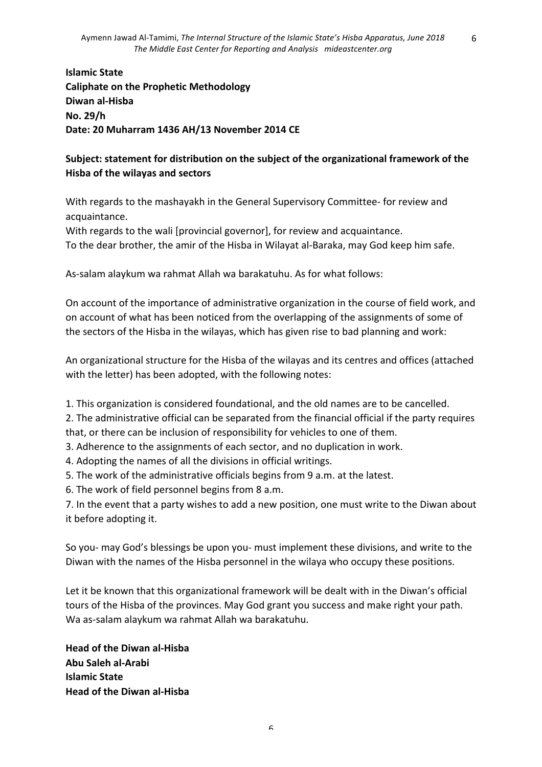**Islamic State**
**Caliphate on the Prophetic Methodology**
**Diwan al-Hisba**
**No. 29/h**
**Date: 20 Muharram 1436 AH/13 November 2014 CE**

**Subject: statement for distribution on the subject of the organizational framework of the Hisba of the wilayas and sectors**

With regards to the mashayakh in the General Supervisory Committee- for review and acquaintance.
With regards to the wali [provincial governor], for review and acquaintance.
To the dear brother, the amir of the Hisba in Wilayat al-Baraka, may God keep him safe.

As-salam alaykum wa rahmat Allah wa barakatuhu. As for what follows:

On account of the importance of administrative organization in the course of field work, and on account of what has been noticed from the overlapping of the assignments of some of the sectors of the Hisba in the wilayas, which has given rise to bad planning and work:

An organizational structure for the Hisba of the wilayas and its centres and offices (attached with the letter) has been adopted, with the following notes:

1. This organization is considered foundational, and the old names are to be cancelled.
2. The administrative official can be separated from the financial official if the party requires that, or there can be inclusion of responsibility for vehicles to one of them.
3. Adherence to the assignments of each sector, and no duplication in work.
4. Adopting the names of all the divisions in official writings.
5. The work of the administrative officials begins from 9 a.m. at the latest.
6. The work of field personnel begins from 8 a.m.
7. In the event that a party wishes to add a new position, one must write to the Diwan about it before adopting it.

So you- may God's blessings be upon you- must implement these divisions, and write to the Diwan with the names of the Hisba personnel in the wilaya who occupy these positions.

Let it be known that this organizational framework will be dealt with in the Diwan's official tours of the Hisba of the provinces. May God grant you success and make right your path.
Wa as-salam alaykum wa rahmat Allah wa barakatuhu.

**Head of the Diwan al-Hisba**
**Abu Saleh al-Arabi**
**Islamic State**
**Head of the Diwan al-Hisba**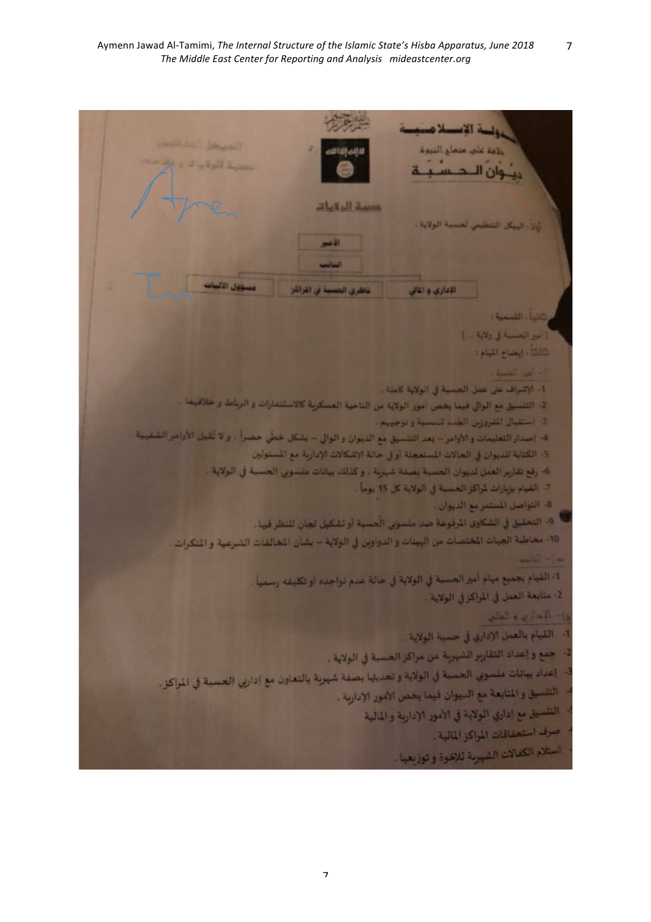الدولة الإسلامية

خلافة على منهاج النبوة

ديوان الحسبة

بسم الله الرحمن الرحيم

لا إله إلا الله محمد رسول الله

الهيكل التنظيمي

حسبة الولايات و مهامها

حسبة الولايات

أولاً: الهيكل التنظيمي لحسبة الولاية:

الأمير

النائب

| الإداري و المالي | ناظري الحسبة في المراكز | مسؤول الأثبات |
| --- | --- | --- |

ثانياً: التسمية:

[أمير الحسبة في ولاية ...]

ثالثاً: إيضاح المهام:

أ- أمير التسمية:

1- الإشراف على عمل الحسبة في الولاية كاملة.

2- التنسيق مع الوالي فيما يخص أمور الولاية من الناحية العسكرية كالاستنفارات و الرباط و خلافهما.

3- استقبال المفروزين الجدد لتنسيبة و توجيههم.

4- إصدار التعليمات و الأوامر - بعد التنسيق مع الديوان و الوالي - بشكل خطي حصراً، و لا تقبل الأوامر الشفهية.

5- الكتابة للديوان في الحالات المستعجلة أو في حالة الإشكالات الإدارية مع المسئولين.

6- رفع تقارير العمل لديوان الحسبة بصفة شهرية، وكذلك بيانات منسوبي الحسبة في الولاية.

7- القيام بزيارات لمراكز الحسبة في الولاية كل 15 يوماً.

8- التواصل المستمر مع الديوان.

9- التحقيق في الشكاوى المرفوعة ضد منسوبي الحسبة أو تشكيل لجان للنظر فيها.

10- مخاطبة الجهات المختصات من الهيئات و الدواوين في الولاية - بشأن المخالفات الشرعية و المنكرات.

ب- النائب:

1- القيام بجميع مهام أمير الحسبة في الولاية في حالة عدم تواجده أو تكليفه رسمياً.

2- متابعة العمل في المراكز في الولاية.

ج- الإداري و المالي:

1- القيام بالعمل الإداري في حسبة الولاية.

2- جمع و إعداد التقارير الشهرية عن مراكز الحسبة في الولاية.

3- إعداد بيانات منسوبي الحسبة في الولاية و تحديثها بصفة شهرية بالتعاون مع إداريي الحسبة في المراكز.

4- التنسيق و المتابعة مع الديوان فيما يخص الأمور الإدارية.

5- التنسيق مع إداري الولاية في الأمور الإدارية و المالية

6- صرف استحقاقات المراكز المالية.

7- استلام الكفالات الشهرية للإخوة و توزيعها.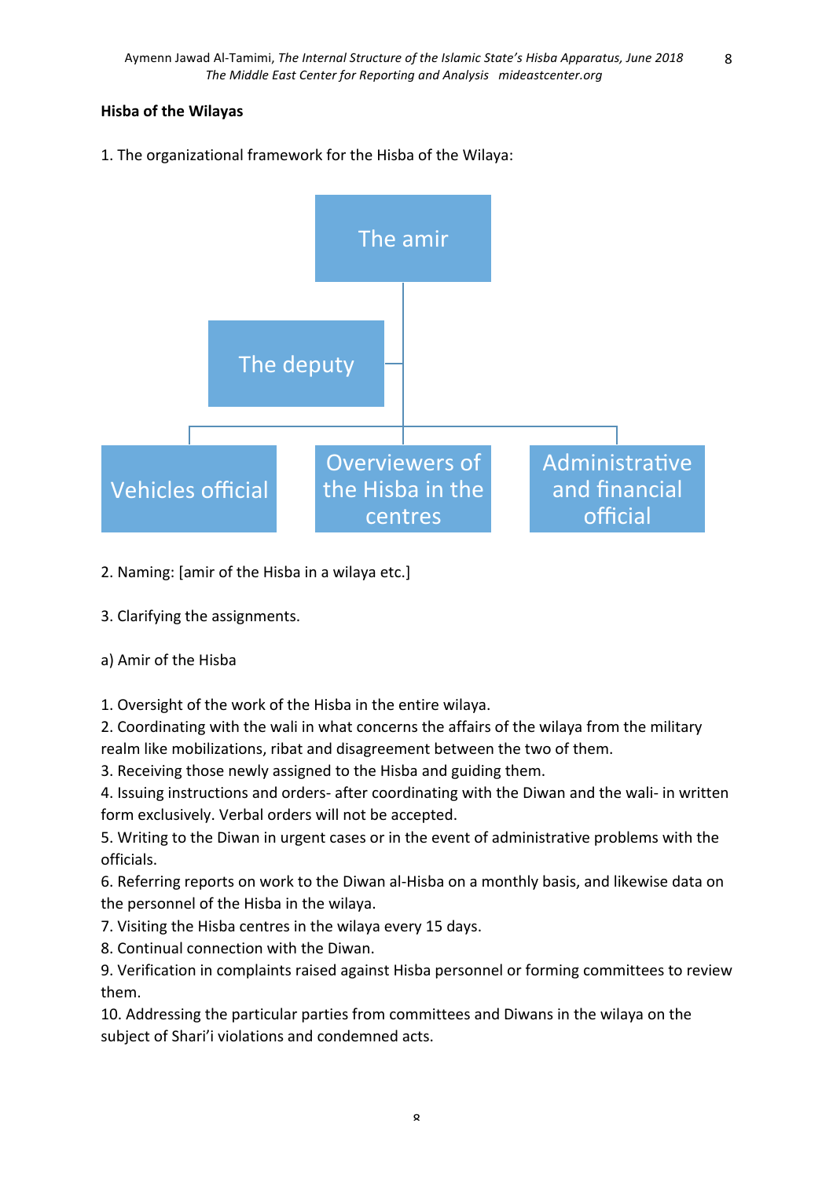**Hisba of the Wilayas**

1. The organizational framework for the Hisba of the Wilaya:

The amir

The deputy

Vehicles official

Overviewers of the Hisba in the centres

Administrative and financial official

2. Naming: [amir of the Hisba in a wilaya etc.]

3. Clarifying the assignments.

a) Amir of the Hisba

1. Oversight of the work of the Hisba in the entire wilaya.
2. Coordinating with the wali in what concerns the affairs of the wilaya from the military realm like mobilizations, ribat and disagreement between the two of them.
3. Receiving those newly assigned to the Hisba and guiding them.
4. Issuing instructions and orders- after coordinating with the Diwan and the wali- in written form exclusively. Verbal orders will not be accepted.
5. Writing to the Diwan in urgent cases or in the event of administrative problems with the officials.
6. Referring reports on work to the Diwan al-Hisba on a monthly basis, and likewise data on the personnel of the Hisba in the wilaya.
7. Visiting the Hisba centres in the wilaya every 15 days.
8. Continual connection with the Diwan.
9. Verification in complaints raised against Hisba personnel or forming committees to review them.
10. Addressing the particular parties from committees and Diwans in the wilaya on the subject of Shari'i violations and condemned acts.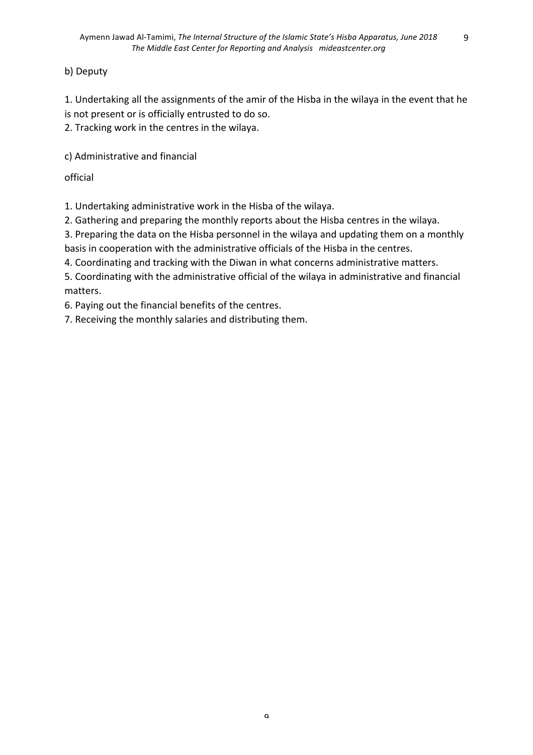b) Deputy

1. Undertaking all the assignments of the amir of the Hisba in the wilaya in the event that he is not present or is officially entrusted to do so.
2. Tracking work in the centres in the wilaya.

c) Administrative and financial

official

1. Undertaking administrative work in the Hisba of the wilaya.
2. Gathering and preparing the monthly reports about the Hisba centres in the wilaya.
3. Preparing the data on the Hisba personnel in the wilaya and updating them on a monthly basis in cooperation with the administrative officials of the Hisba in the centres.
4. Coordinating and tracking with the Diwan in what concerns administrative matters.
5. Coordinating with the administrative official of the wilaya in administrative and financial matters.
6. Paying out the financial benefits of the centres.
7. Receiving the monthly salaries and distributing them.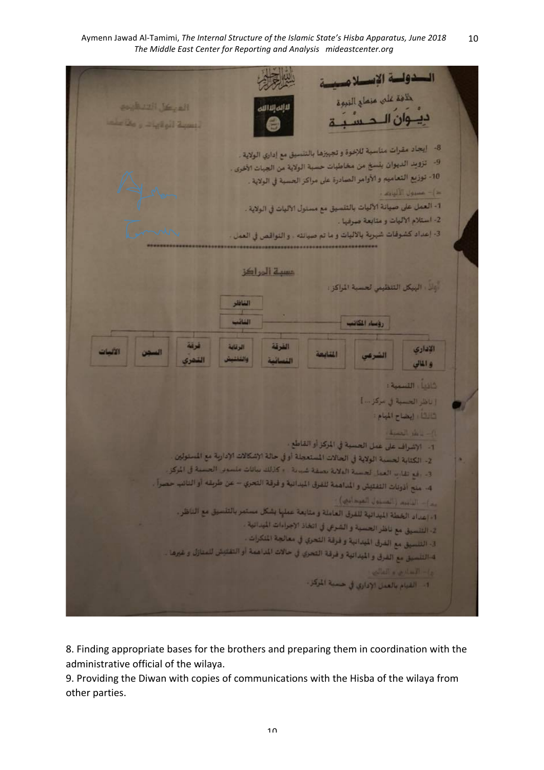الـدولـة الإسـلامـيـة

خلافة على منهاج النبوة

ديـوان الـحـسـبـة

الهيكل التنظيمي لحسبة الولايات و مكاتبها

8- إيجاد مقرات مناسبة للإخوة و تجهيزها بالتنسيق مع إداري الولاية .

9- تزويد الديوان بنسخ من مخاطبات حسبة الولاية من الجهات الأخرى .

10- توزيع التعاميم و الأوامر الصادرة على مراكز الحسبة في الولاية .

ط)- مسؤول الآليات :

1- العمل على صيانة الآليات بالتنسيق مع مسئول الآليات في الولاية .

2- استلام الآليات و متابعة صرفها .

3- إعداد كشوفات شهرية بالآليات و ما تم صيانته ، و النواقص في العمل .

## حسبة المراكز

أولاً : الهيكل التنظيمي لحسبة المراكز :

- الناظر
  - النائب
  - رؤساء المكاتب
    - الإداري و المالي
    - الشرعي
    - المتابعة
    - الفرقة النسائية
    - الرقابة والتفتيش
    - فرقة التحري
    - السجن
    - الآليات

ثانياً : التسمية :

[ ناظر الحسبة في مركز ... ]

ثالثاً : إيضاح المهام :

أ)- ناظر الحسبة :

1- الإشراف على عمل الحسبة في المركز أو القاطع .

2- الكتابة لحسبة الولاية في الحالات المستعجلة أو في حالة الاشكالات الادارية مع المسئولين .

3- رفع تقارير العمل لحسبة الولاية بصفة شهرية ، وكذلك بيانات منسوبي الحسبة في المركز .

4- منح أذونات التفتيش و المداهمة للفرق الميدانية و فرقة التحري – عن طريقه أو النائب حصراً .

ب)- النائب (المسئول الميداني) :

1- إعداد الخطة الميدانية للفرق العاملة و متابعة عملها بشكل مستمر بالتنسيق مع الناظر .

2- التنسيق مع ناظر الحسبة و الشرعي في اتخاذ الاجراءات الميدانية .

3- التنسيق مع الفرق الميدانية و فرقة التحري في معالجة المنكرات .

4- التنسيق مع الفرق و الميدانية و فرقة التحري في حالات المداهمة أو التفتيش للمنازل و غيرها .

ج)- الإداري و المالي :

1- القيام بالعمل الإداري في حسبة المركز .

8. Finding appropriate bases for the brothers and preparing them in coordination with the administrative official of the wilaya.

9. Providing the Diwan with copies of communications with the Hisba of the wilaya from other parties.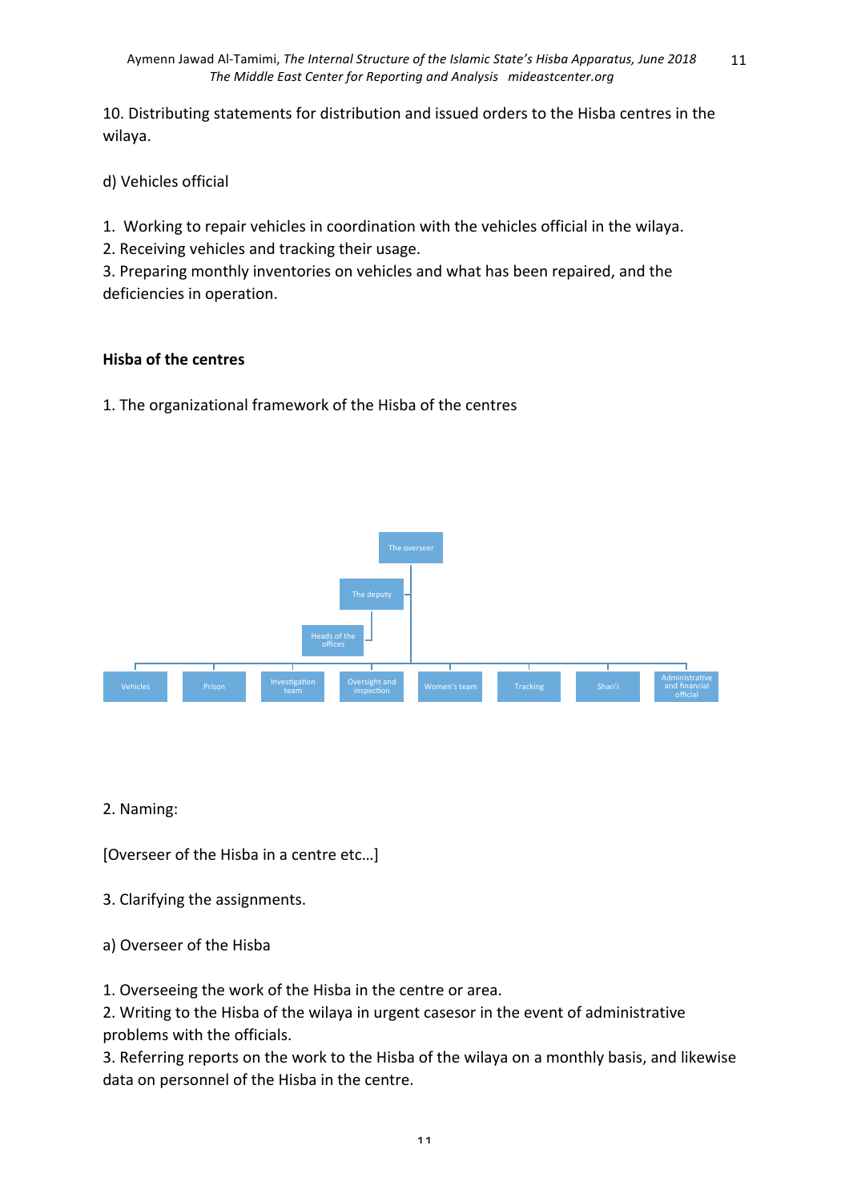10. Distributing statements for distribution and issued orders to the Hisba centres in the wilaya.

d) Vehicles official

1. Working to repair vehicles in coordination with the vehicles official in the wilaya.
2. Receiving vehicles and tracking their usage.
3. Preparing monthly inventories on vehicles and what has been repaired, and the deficiencies in operation.

**Hisba of the centres**

1. The organizational framework of the Hisba of the centres

- The overseer
  - The deputy
    - Heads of the offices
  - Vehicles
  - Prison
  - Investigation team
  - Oversight and inspection
  - Women's team
  - Tracking
  - Shari'i
  - Administrative and financial official

2. Naming:

[Overseer of the Hisba in a centre etc…]

3. Clarifying the assignments.

a) Overseer of the Hisba

1. Overseeing the work of the Hisba in the centre or area.
2. Writing to the Hisba of the wilaya in urgent casesor in the event of administrative problems with the officials.
3. Referring reports on the work to the Hisba of the wilaya on a monthly basis, and likewise data on personnel of the Hisba in the centre.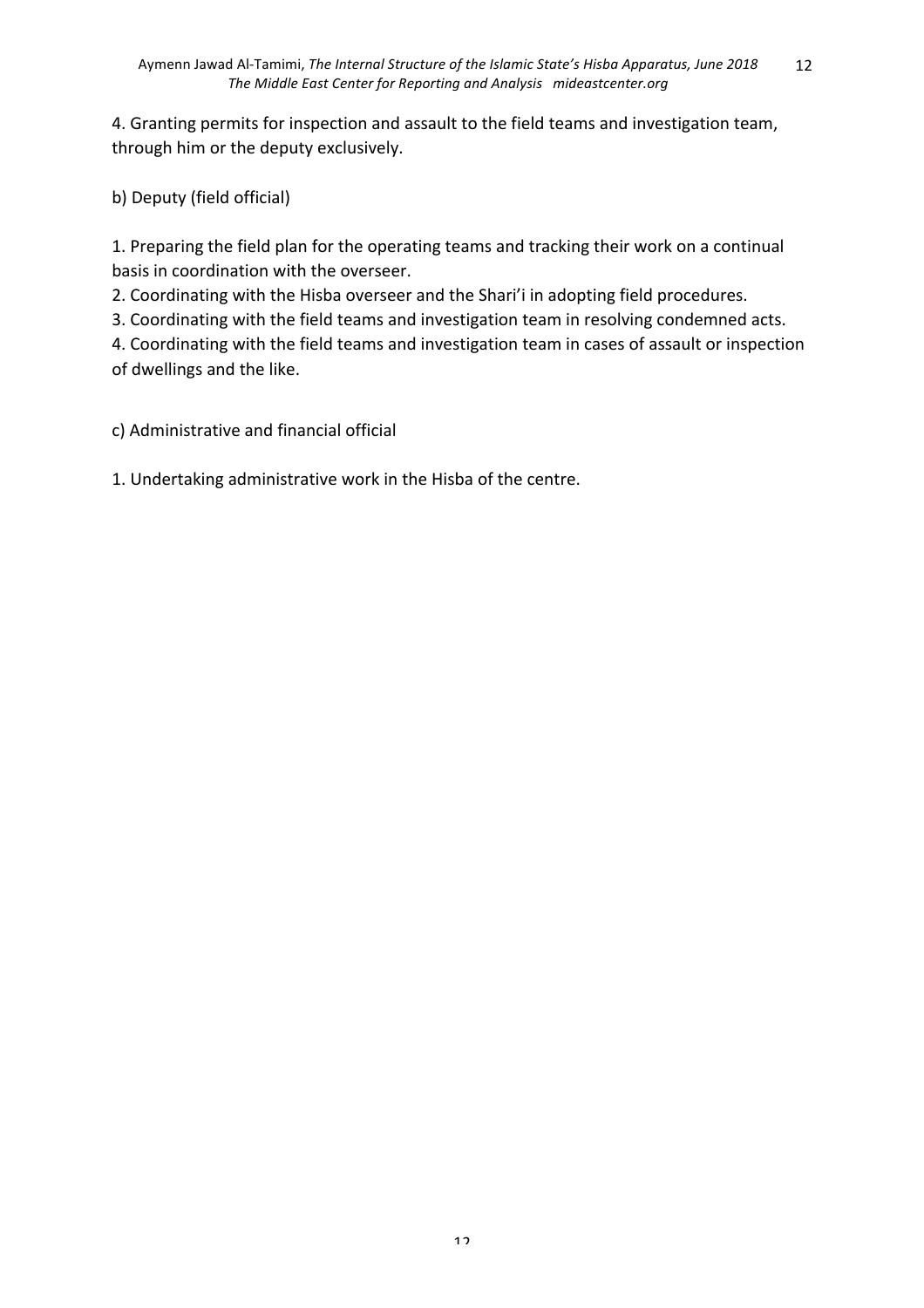4. Granting permits for inspection and assault to the field teams and investigation team, through him or the deputy exclusively.

b) Deputy (field official)

1. Preparing the field plan for the operating teams and tracking their work on a continual basis in coordination with the overseer.
2. Coordinating with the Hisba overseer and the Shari'i in adopting field procedures.
3. Coordinating with the field teams and investigation team in resolving condemned acts.
4. Coordinating with the field teams and investigation team in cases of assault or inspection of dwellings and the like.

c) Administrative and financial official

1. Undertaking administrative work in the Hisba of the centre.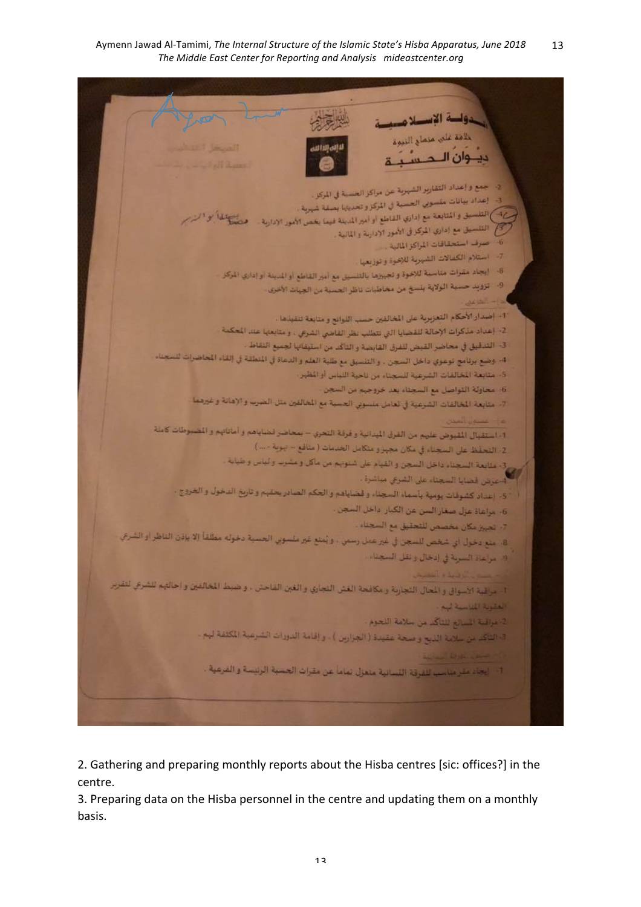الدولة الإسلامية
خلافة على منهاج النبوة
ديوان الحسبة

2- جمع وإعداد التقارير الشهرية عن مراكز الحسبة في المركز.
3- إعداد بيانات منسوبي الحسبة في المركز وتحديثها بصفة شهرية.
4- التنسيق والمتابعة مع إداري القاطع أو أمير المدينة فيما يخص الأمور الإدارية.
5- التنسيق مع إداري المركز في الأمور الإدارية والمالية.
6- صرف استحقاقات المراكز المالية.
7- استلام الكفالات الشهرية للإخوة وتوزيعها.
8- إيجاد مقرات مناسبة للإخوة وتجهيزها بالتنسيق مع أمير القاطع أو المدينة أو إداري المركز.
9- تزويد حسبة الولاية بنسخ من مخاطبات ناظر الحسبة من الجهات الأخرى.

1- إصدار الأحكام التعزيرية على المخالفين حسب اللوائح ومتابعة تنفيذها.
2- إعداد مذكرات الإحالة للقضايا التي تتطلب نظر القاضي الشرعي، ومتابعتها عند المحكمة.
3- التدقيق في محاضر القبض للفرق القابضة والتأكد من استيفائها لجميع النقاط.
4- وضع برنامج توعوي داخل السجن، والتنسيق مع طلبة العلم والدعاة في المنطقة في إلقاء المحاضرات للسجناء.
5- متابعة المخالفات الشرعية للسجناء من ناحية اللباس أو المظهر.
6- محاولة التواصل مع السجناء بعد خروجهم من السجن.
7- متابعة المخالفات الشرعية في تعامل منسوبي الحسبة مع المخالفين مثل الضرب والإهانة وغيرهما.

1- استقبال المقبوض عليهم من الفرق الميدانية وفرقة التحري - بمحاضر قضاياهم وأماناتهم والمضبوطات كاملة.
2- التحفظ على السجناء في مكان مجهز ومتكامل الخدمات (منافع - تهوية - ...).
3- متابعة السجناء داخل السجن والقيام على شئونهم من مأكل ومشرب ولباس وطبابة.
4- عرض قضايا السجناء على الشرعي مباشرة.
5- إعداد كشوفات يومية بأسماء السجناء وقضاياهم والحكم الصادر بحقهم وتاريخ الدخول والخروج.
6- مراعاة عزل صغار السن عن الكبار داخل السجن.
7- تجهيز مكان مخصص للتحقيق مع السجناء.
8- منع دخول أي شخص للسجن في غير عمل رسمي، ويمنع غير منسوبي الحسبة دخوله مطلقاً إلا بإذن الناظر أو الشرعي.
9- مراعاة السرية في إدخال ونقل السجناء.

1- مراقبة الأسواق والمحال التجارية ومكافحة الغش التجاري والغبن الفاحش، وضبط المخالفين وإحالتهم للشرعي لتقرير العقوبة المناسبة لهم.
2- مراقبة المسالخ للتأكد من سلامة اللحوم.
3- التأكد من سلامة الذبح وصحة عقيدة (الجزارين)، وإقامة الدورات الشرعية المكثفة لهم.

1- إيجاد مقر مناسب للفرقة النسائية منعزل تماماً عن مقرات الحسبة الرئيسة والفرعية.

2. Gathering and preparing monthly reports about the Hisba centres [sic: offices?] in the centre.

3. Preparing data on the Hisba personnel in the centre and updating them on a monthly basis.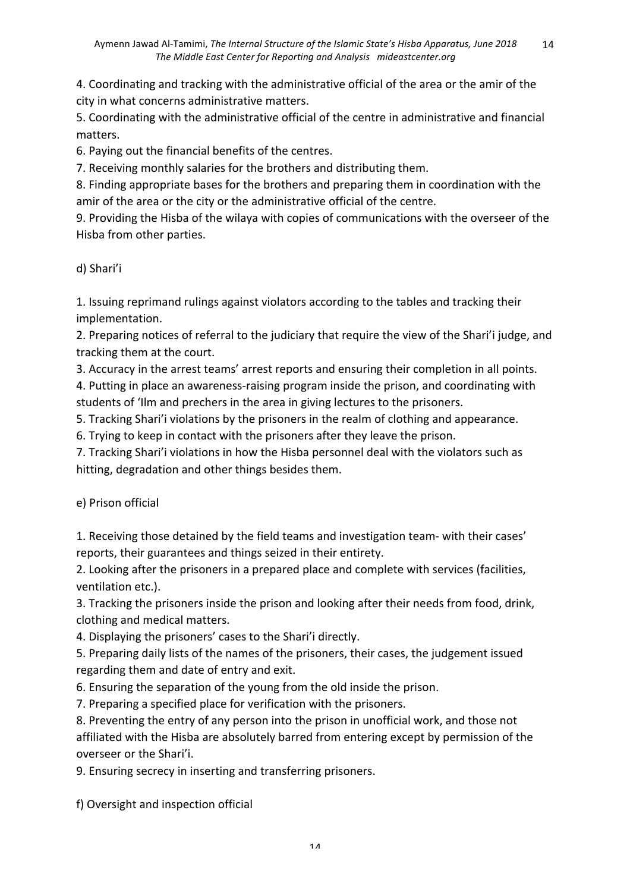4. Coordinating and tracking with the administrative official of the area or the amir of the city in what concerns administrative matters.
5. Coordinating with the administrative official of the centre in administrative and financial matters.
6. Paying out the financial benefits of the centres.
7. Receiving monthly salaries for the brothers and distributing them.
8. Finding appropriate bases for the brothers and preparing them in coordination with the amir of the area or the city or the administrative official of the centre.
9. Providing the Hisba of the wilaya with copies of communications with the overseer of the Hisba from other parties.

d) Shari'i

1. Issuing reprimand rulings against violators according to the tables and tracking their implementation.
2. Preparing notices of referral to the judiciary that require the view of the Shari'i judge, and tracking them at the court.
3. Accuracy in the arrest teams' arrest reports and ensuring their completion in all points.
4. Putting in place an awareness-raising program inside the prison, and coordinating with students of 'Ilm and prechers in the area in giving lectures to the prisoners.
5. Tracking Shari'i violations by the prisoners in the realm of clothing and appearance.
6. Trying to keep in contact with the prisoners after they leave the prison.
7. Tracking Shari'i violations in how the Hisba personnel deal with the violators such as hitting, degradation and other things besides them.

e) Prison official

1. Receiving those detained by the field teams and investigation team- with their cases' reports, their guarantees and things seized in their entirety.
2. Looking after the prisoners in a prepared place and complete with services (facilities, ventilation etc.).
3. Tracking the prisoners inside the prison and looking after their needs from food, drink, clothing and medical matters.
4. Displaying the prisoners' cases to the Shari'i directly.
5. Preparing daily lists of the names of the prisoners, their cases, the judgement issued regarding them and date of entry and exit.
6. Ensuring the separation of the young from the old inside the prison.
7. Preparing a specified place for verification with the prisoners.
8. Preventing the entry of any person into the prison in unofficial work, and those not affiliated with the Hisba are absolutely barred from entering except by permission of the overseer or the Shari'i.
9. Ensuring secrecy in inserting and transferring prisoners.

f) Oversight and inspection official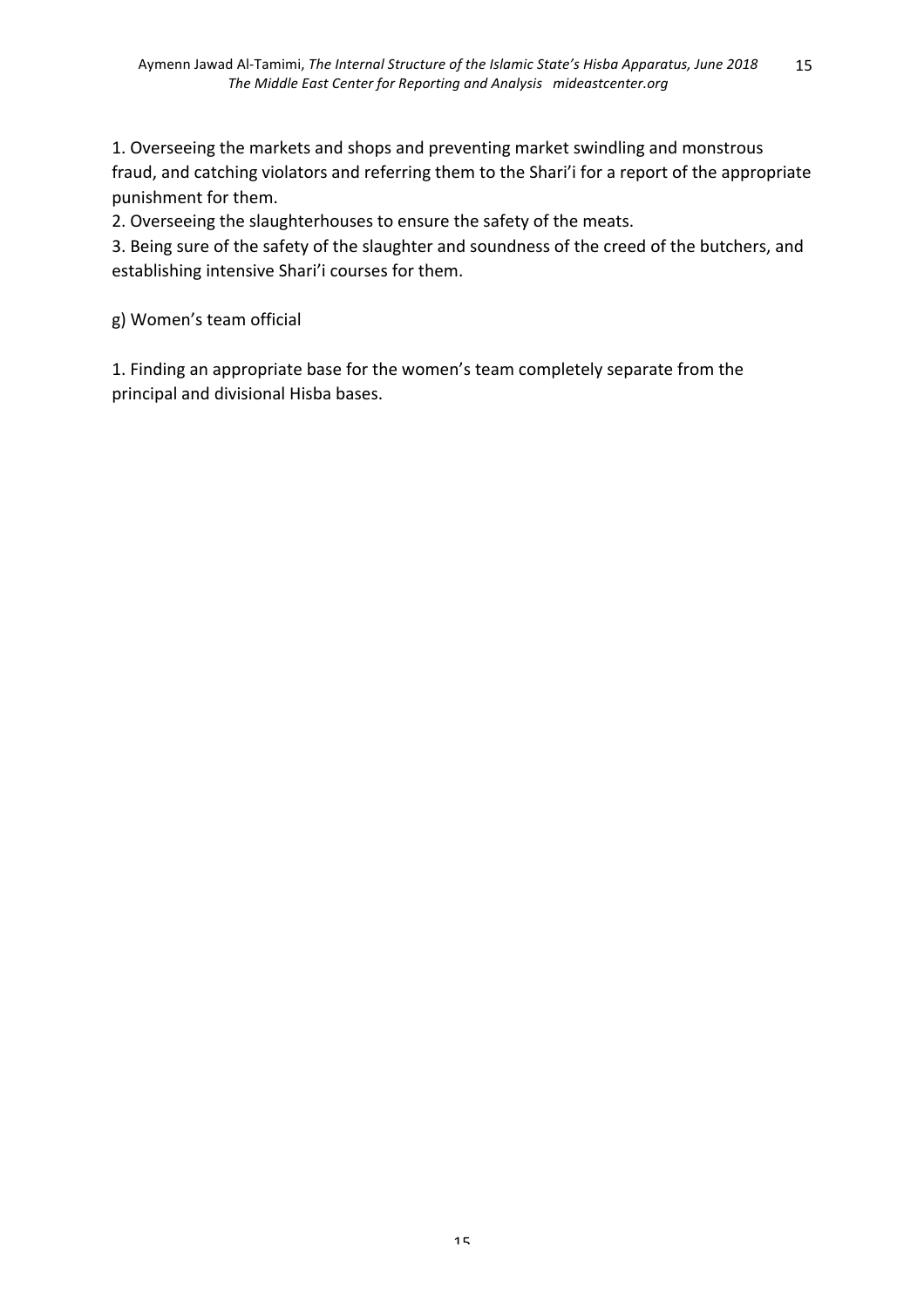1. Overseeing the markets and shops and preventing market swindling and monstrous fraud, and catching violators and referring them to the Shari'i for a report of the appropriate punishment for them.
2. Overseeing the slaughterhouses to ensure the safety of the meats.
3. Being sure of the safety of the slaughter and soundness of the creed of the butchers, and establishing intensive Shari'i courses for them.

g) Women's team official

1. Finding an appropriate base for the women's team completely separate from the principal and divisional Hisba bases.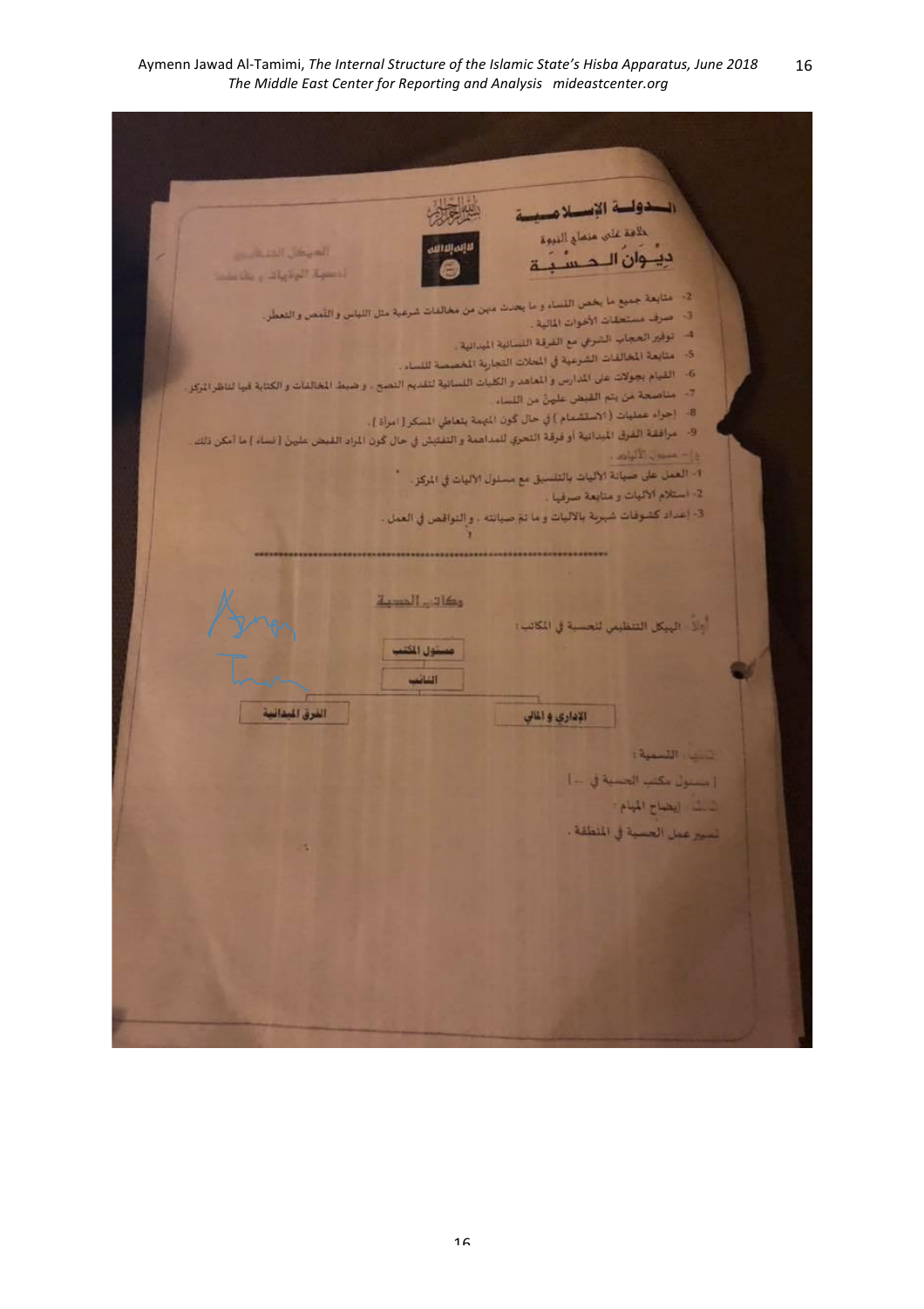بسم الله الرحمن الرحيم

**الدولة الإسلامية**
خلافة على منهاج النبوة
**ديوان الحسبة**

الهيكل التنظيمي لحسبة الولايات و مكاتبها

2- متابعة جميع ما يخص النساء و ما يحدث بينهن من مخالفات شرعية مثل اللباس والتنمص والتعطر.
3- صرف مستحقات الأخوات المالية .
4- توفير الحجاب الشرعي مع الفرقة النسائية الميدانية .
5- متابعة المخالفات الشرعية في المحلات التجارية المخصصة للنساء .
6- القيام بجولات على المدارس و المعاهد و الكليات النسائية لتقديم النصح ، و ضبط المخالفات والكتابة فيها لناظر المركز .
7- مناصحة من يتم القبض عليهن من النساء .
8- إجراء عمليات ( الاستشمام ) في حال كون المهمة بتعاطي المسكر [ امرأة ] .
9- مرافقة الفرق الميدانية أو فرقة التحري للمداهمة و التفتيش في حال كون المراد القبض عليهن [ نساء ] ما أمكن ذلك .

ي/- مسؤول الآليات :

1- العمل على صيانة الآليات بالتنسيق مع مسؤول الآليات في المركز .
2- استلام الآليات و متابعة صرفها .
3- إعداد كشوفات شهرية بالآليات و ما تم صيانته ، و النواقص في العمل .

---

**مكاتب الحسبة**

أولاً : الهيكل التنظيمي للحسبة في المكاتب :

- مسؤول المكتب
  - النائب
    - الإداري و المالي
    - الفرق الميدانية

ثانياً : التسمية :

[ مسؤول مكتب الحسبة في ... ]

ثالثاً : إيضاح المهام :

تسيير عمل الحسبة في المنطقة .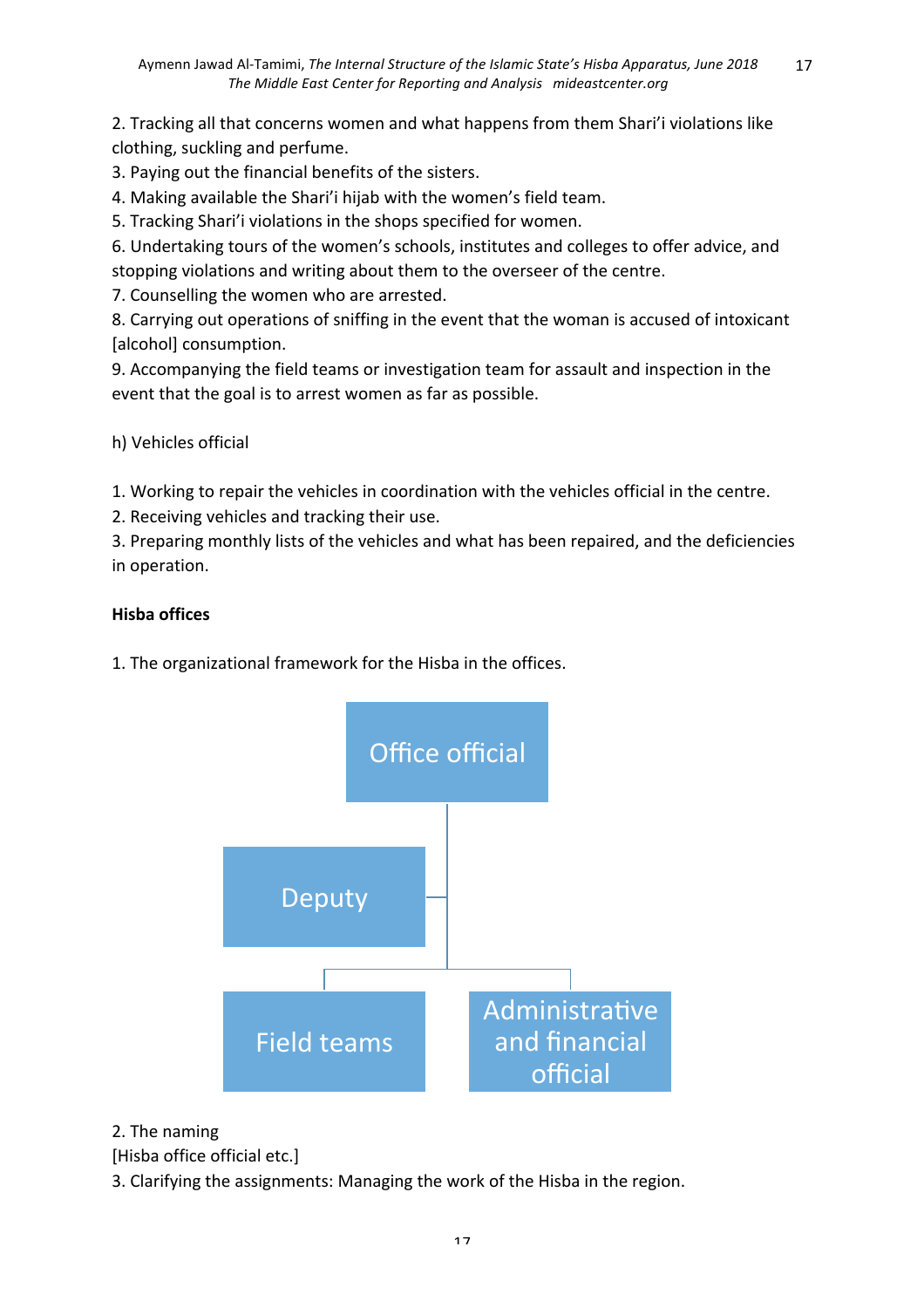2. Tracking all that concerns women and what happens from them Shari'i violations like clothing, suckling and perfume.
3. Paying out the financial benefits of the sisters.
4. Making available the Shari'i hijab with the women's field team.
5. Tracking Shari'i violations in the shops specified for women.
6. Undertaking tours of the women's schools, institutes and colleges to offer advice, and stopping violations and writing about them to the overseer of the centre.
7. Counselling the women who are arrested.
8. Carrying out operations of sniffing in the event that the woman is accused of intoxicant [alcohol] consumption.
9. Accompanying the field teams or investigation team for assault and inspection in the event that the goal is to arrest women as far as possible.

h) Vehicles official

1. Working to repair the vehicles in coordination with the vehicles official in the centre.
2. Receiving vehicles and tracking their use.
3. Preparing monthly lists of the vehicles and what has been repaired, and the deficiencies in operation.

**Hisba offices**

1. The organizational framework for the Hisba in the offices.

Office official

Deputy

Field teams

Administrative and financial official

2. The naming
[Hisba office official etc.]
3. Clarifying the assignments: Managing the work of the Hisba in the region.